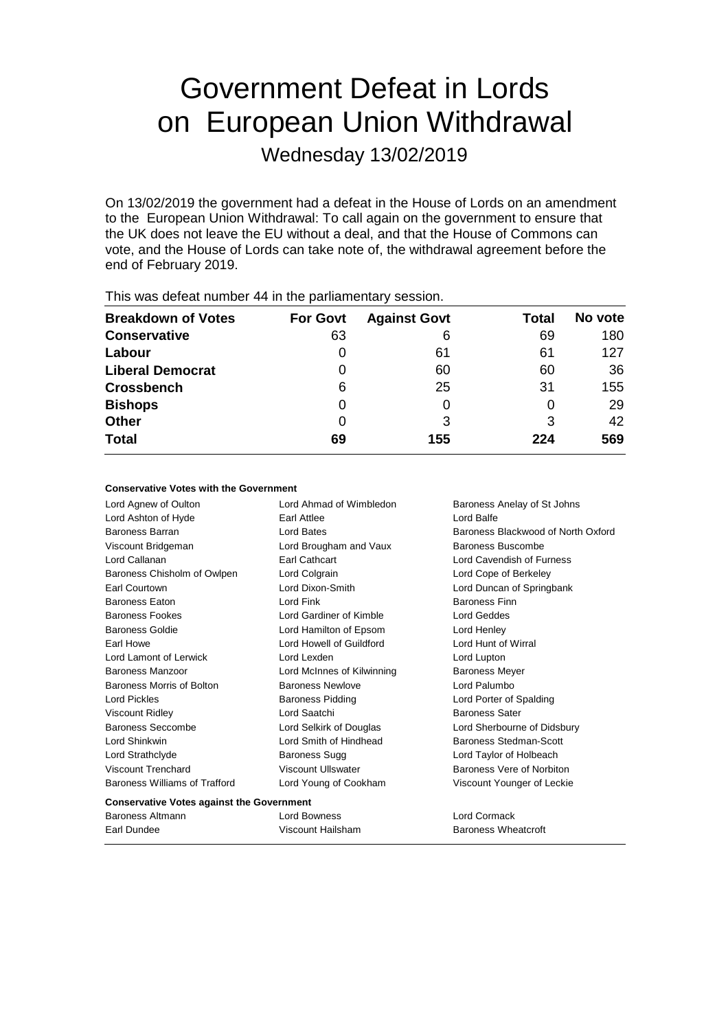# Government Defeat in Lords on European Union Withdrawal

Wednesday 13/02/2019

On 13/02/2019 the government had a defeat in the House of Lords on an amendment to the European Union Withdrawal: To call again on the government to ensure that the UK does not leave the EU without a deal, and that the House of Commons can vote, and the House of Lords can take note of, the withdrawal agreement before the end of February 2019.

This was defeat number 44 in the parliamentary session.

| Breakdown of Votes | For Govt | Against Govt | Total | No vote |
|---|---|---|---|---|
| **Conservative** | 63 | 6 | 69 | 180 |
| **Labour** | 0 | 61 | 61 | 127 |
| **Liberal Democrat** | 0 | 60 | 60 | 36 |
| **Crossbench** | 6 | 25 | 31 | 155 |
| **Bishops** | 0 | 0 | 0 | 29 |
| **Other** | 0 | 3 | 3 | 42 |
| **Total** | 69 | 155 | 224 | 569 |

**Conservative Votes with the Government**

| | | |
|---|---|---|
| Lord Agnew of Oulton | Lord Ahmad of Wimbledon | Baroness Anelay of St Johns |
| Lord Ashton of Hyde | Earl Attlee | Lord Balfe |
| Baroness Barran | Lord Bates | Baroness Blackwood of North Oxford |
| Viscount Bridgeman | Lord Brougham and Vaux | Baroness Buscombe |
| Lord Callanan | Earl Cathcart | Lord Cavendish of Furness |
| Baroness Chisholm of Owlpen | Lord Colgrain | Lord Cope of Berkeley |
| Earl Courtown | Lord Dixon-Smith | Lord Duncan of Springbank |
| Baroness Eaton | Lord Fink | Baroness Finn |
| Baroness Fookes | Lord Gardiner of Kimble | Lord Geddes |
| Baroness Goldie | Lord Hamilton of Epsom | Lord Henley |
| Earl Howe | Lord Howell of Guildford | Lord Hunt of Wirral |
| Lord Lamont of Lerwick | Lord Lexden | Lord Lupton |
| Baroness Manzoor | Lord McInnes of Kilwinning | Baroness Meyer |
| Baroness Morris of Bolton | Baroness Newlove | Lord Palumbo |
| Lord Pickles | Baroness Pidding | Lord Porter of Spalding |
| Viscount Ridley | Lord Saatchi | Baroness Sater |
| Baroness Seccombe | Lord Selkirk of Douglas | Lord Sherbourne of Didsbury |
| Lord Shinkwin | Lord Smith of Hindhead | Baroness Stedman-Scott |
| Lord Strathclyde | Baroness Sugg | Lord Taylor of Holbeach |
| Viscount Trenchard | Viscount Ullswater | Baroness Vere of Norbiton |
| Baroness Williams of Trafford | Lord Young of Cookham | Viscount Younger of Leckie |

**Conservative Votes against the Government**

| | | |
|---|---|---|
| Baroness Altmann | Lord Bowness | Lord Cormack |
| Earl Dundee | Viscount Hailsham | Baroness Wheatcroft |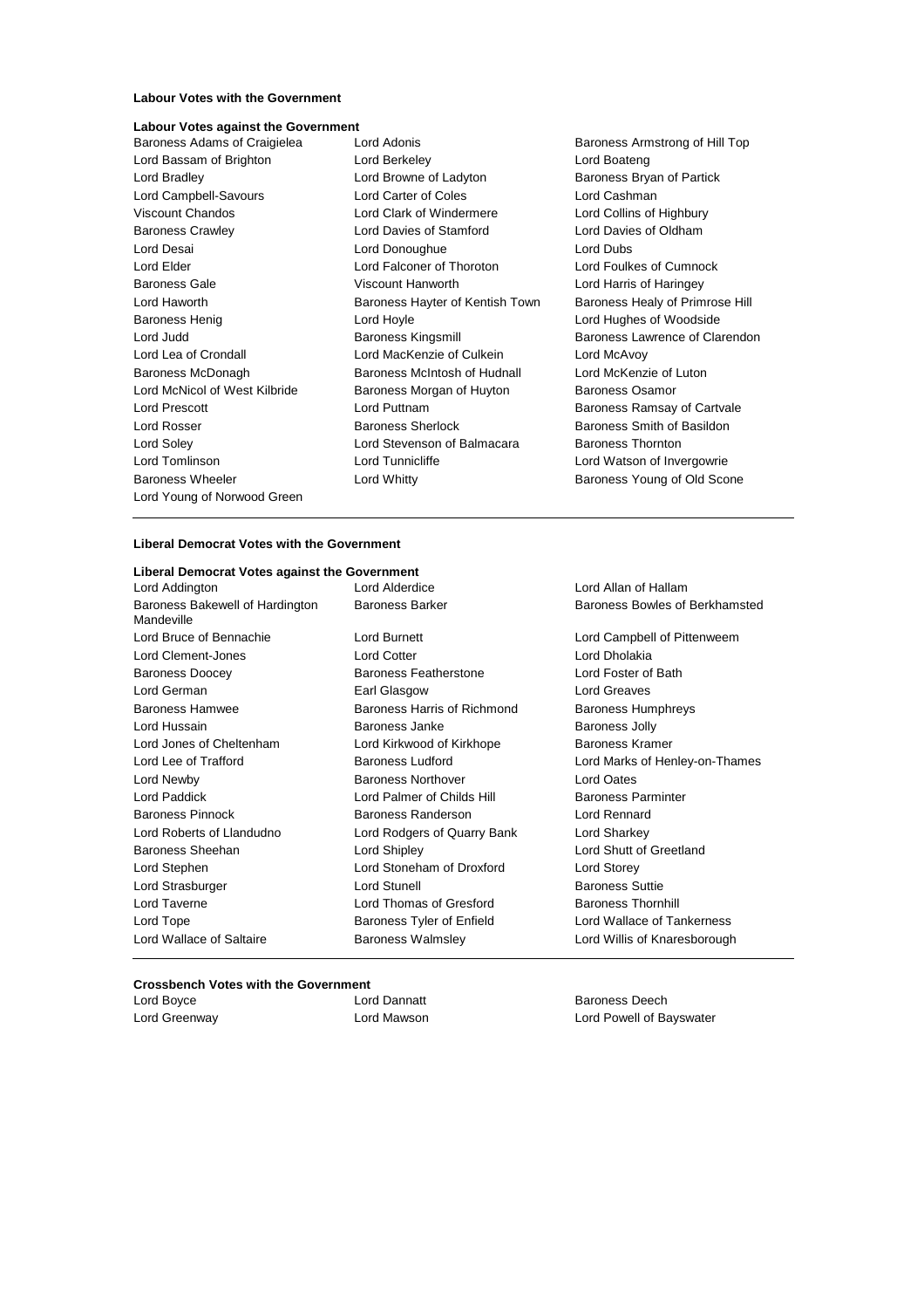**Labour Votes with the Government**

**Labour Votes against the Government**

Baroness Adams of Craigielea, Lord Adonis, Baroness Armstrong of Hill Top, Lord Bassam of Brighton, Lord Berkeley, Lord Boateng, Lord Bradley, Lord Browne of Ladyton, Baroness Bryan of Partick, Lord Campbell-Savours, Lord Carter of Coles, Lord Cashman, Viscount Chandos, Lord Clark of Windermere, Lord Collins of Highbury, Baroness Crawley, Lord Davies of Stamford, Lord Davies of Oldham, Lord Desai, Lord Donoughue, Lord Dubs, Lord Elder, Lord Falconer of Thoroton, Lord Foulkes of Cumnock, Baroness Gale, Viscount Hanworth, Lord Harris of Haringey, Lord Haworth, Baroness Hayter of Kentish Town, Baroness Healy of Primrose Hill, Baroness Henig, Lord Hoyle, Lord Hughes of Woodside, Lord Judd, Baroness Kingsmill, Baroness Lawrence of Clarendon, Lord Lea of Crondall, Lord MacKenzie of Culkein, Lord McAvoy, Baroness McDonagh, Baroness McIntosh of Hudnall, Lord McKenzie of Luton, Lord McNicol of West Kilbride, Baroness Morgan of Huyton, Baroness Osamor, Lord Prescott, Lord Puttnam, Baroness Ramsay of Cartvale, Lord Rosser, Baroness Sherlock, Baroness Smith of Basildon, Lord Soley, Lord Stevenson of Balmacara, Baroness Thornton, Lord Tomlinson, Lord Tunnicliffe, Lord Watson of Invergowrie, Baroness Wheeler, Lord Whitty, Baroness Young of Old Scone, Lord Young of Norwood Green

---

**Liberal Democrat Votes with the Government**

**Liberal Democrat Votes against the Government**

Lord Addington, Lord Alderdice, Lord Allan of Hallam, Baroness Bakewell of Hardington Mandeville, Baroness Barker, Baroness Bowles of Berkhamsted, Lord Bruce of Bennachie, Lord Burnett, Lord Campbell of Pittenweem, Lord Clement-Jones, Lord Cotter, Lord Dholakia, Baroness Doocey, Baroness Featherstone, Lord Foster of Bath, Lord German, Earl Glasgow, Lord Greaves, Baroness Hamwee, Baroness Harris of Richmond, Baroness Humphreys, Lord Hussain, Baroness Janke, Baroness Jolly, Lord Jones of Cheltenham, Lord Kirkwood of Kirkhope, Baroness Kramer, Lord Lee of Trafford, Baroness Ludford, Lord Marks of Henley-on-Thames, Lord Newby, Baroness Northover, Lord Oates, Lord Paddick, Lord Palmer of Childs Hill, Baroness Parminter, Baroness Pinnock, Baroness Randerson, Lord Rennard, Lord Roberts of Llandudno, Lord Rodgers of Quarry Bank, Lord Sharkey, Baroness Sheehan, Lord Shipley, Lord Shutt of Greetland, Lord Stephen, Lord Stoneham of Droxford, Lord Storey, Lord Strasburger, Lord Stunell, Baroness Suttie, Lord Taverne, Lord Thomas of Gresford, Baroness Thornhill, Lord Tope, Baroness Tyler of Enfield, Lord Wallace of Tankerness, Lord Wallace of Saltaire, Baroness Walmsley, Lord Willis of Knaresborough

---

**Crossbench Votes with the Government**

Lord Boyce, Lord Dannatt, Baroness Deech, Lord Greenway, Lord Mawson, Lord Powell of Bayswater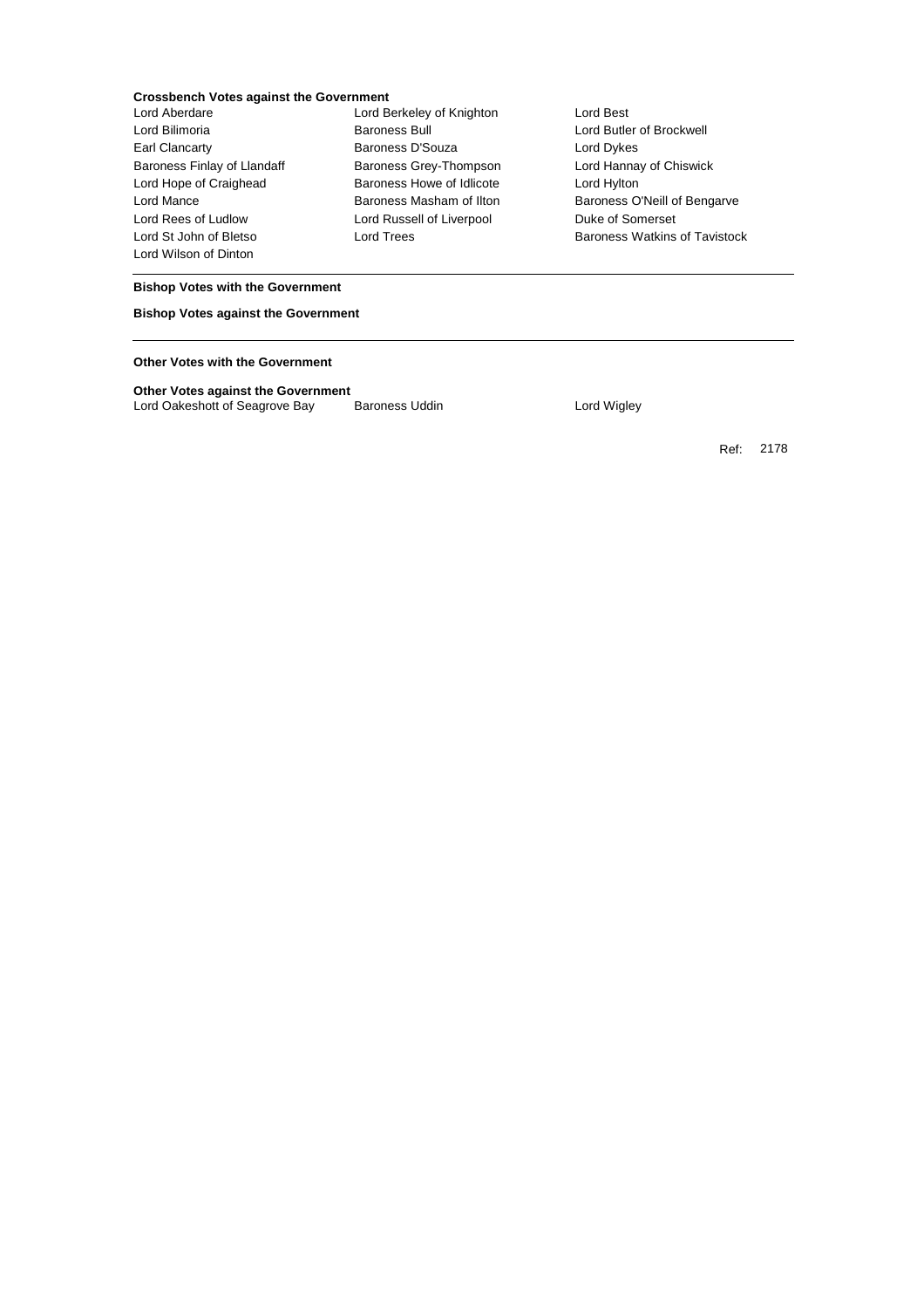**Crossbench Votes against the Government**

Lord Aberdare
Lord Berkeley of Knighton
Lord Best
Lord Bilimoria
Baroness Bull
Lord Butler of Brockwell
Earl Clancarty
Baroness D'Souza
Lord Dykes
Baroness Finlay of Llandaff
Baroness Grey-Thompson
Lord Hannay of Chiswick
Lord Hope of Craighead
Baroness Howe of Idlicote
Lord Hylton
Lord Mance
Baroness Masham of Ilton
Baroness O'Neill of Bengarve
Lord Rees of Ludlow
Lord Russell of Liverpool
Duke of Somerset
Lord St John of Bletso
Lord Trees
Baroness Watkins of Tavistock
Lord Wilson of Dinton

---

**Bishop Votes with the Government**

**Bishop Votes against the Government**

---

**Other Votes with the Government**

**Other Votes against the Government**

Lord Oakeshott of Seagrove Bay
Baroness Uddin
Lord Wigley

Ref: 2178